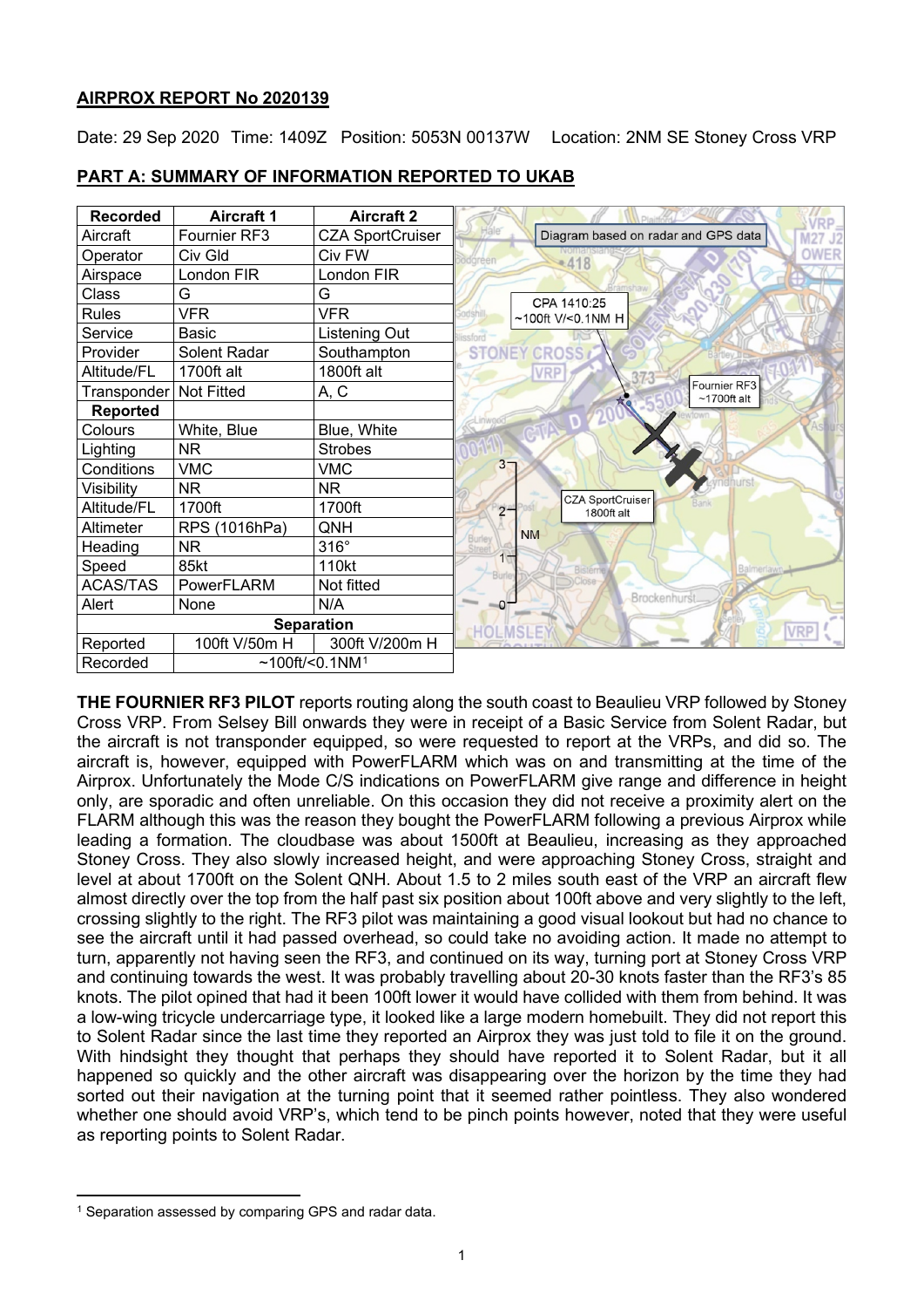**AIRPROX REPORT No 2020139**

Date: 29 Sep 2020 Time: 1409Z Position: 5053N 00137W Location: 2NM SE Stoney Cross VRP

**PART A: SUMMARY OF INFORMATION REPORTED TO UKAB**

| Recorded | Aircraft 1 | Aircraft 2 |
|---|---|---|
| Aircraft | Fournier RF3 | CZA SportCruiser |
| Operator | Civ Gld | Civ FW |
| Airspace | London FIR | London FIR |
| Class | G | G |
| Rules | VFR | VFR |
| Service | Basic | Listening Out |
| Provider | Solent Radar | Southampton |
| Altitude/FL | 1700ft alt | 1800ft alt |
| Transponder | Not Fitted | A, C |
| **Reported** | | |
| Colours | White, Blue | Blue, White |
| Lighting | NR | Strobes |
| Conditions | VMC | VMC |
| Visibility | NR | NR |
| Altitude/FL | 1700ft | 1700ft |
| Altimeter | RPS (1016hPa) | QNH |
| Heading | NR | 316° |
| Speed | 85kt | 110kt |
| ACAS/TAS | PowerFLARM | Not fitted |
| Alert | None | N/A |
| **Separation** | | |
| Reported | 100ft V/50m H | 300ft V/200m H |
| Recorded | ~100ft/<0.1NM[1] | |

Diagram based on radar and GPS data

CPA 1410:25 ~100ft V/<0.1NM H

Fournier RF3 ~1700ft alt

CZA SportCruiser 1800ft alt

**THE FOURNIER RF3 PILOT** reports routing along the south coast to Beaulieu VRP followed by Stoney Cross VRP. From Selsey Bill onwards they were in receipt of a Basic Service from Solent Radar, but the aircraft is not transponder equipped, so were requested to report at the VRPs, and did so. The aircraft is, however, equipped with PowerFLARM which was on and transmitting at the time of the Airprox. Unfortunately the Mode C/S indications on PowerFLARM give range and difference in height only, are sporadic and often unreliable. On this occasion they did not receive a proximity alert on the FLARM although this was the reason they bought the PowerFLARM following a previous Airprox while leading a formation. The cloudbase was about 1500ft at Beaulieu, increasing as they approached Stoney Cross. They also slowly increased height, and were approaching Stoney Cross, straight and level at about 1700ft on the Solent QNH. About 1.5 to 2 miles south east of the VRP an aircraft flew almost directly over the top from the half past six position about 100ft above and very slightly to the left, crossing slightly to the right. The RF3 pilot was maintaining a good visual lookout but had no chance to see the aircraft until it had passed overhead, so could take no avoiding action. It made no attempt to turn, apparently not having seen the RF3, and continued on its way, turning port at Stoney Cross VRP and continuing towards the west. It was probably travelling about 20-30 knots faster than the RF3's 85 knots. The pilot opined that had it been 100ft lower it would have collided with them from behind. It was a low-wing tricycle undercarriage type, it looked like a large modern homebuilt. They did not report this to Solent Radar since the last time they reported an Airprox they was just told to file it on the ground. With hindsight they thought that perhaps they should have reported it to Solent Radar, but it all happened so quickly and the other aircraft was disappearing over the horizon by the time they had sorted out their navigation at the turning point that it seemed rather pointless. They also wondered whether one should avoid VRP's, which tend to be pinch points however, noted that they were useful as reporting points to Solent Radar.

[1] Separation assessed by comparing GPS and radar data.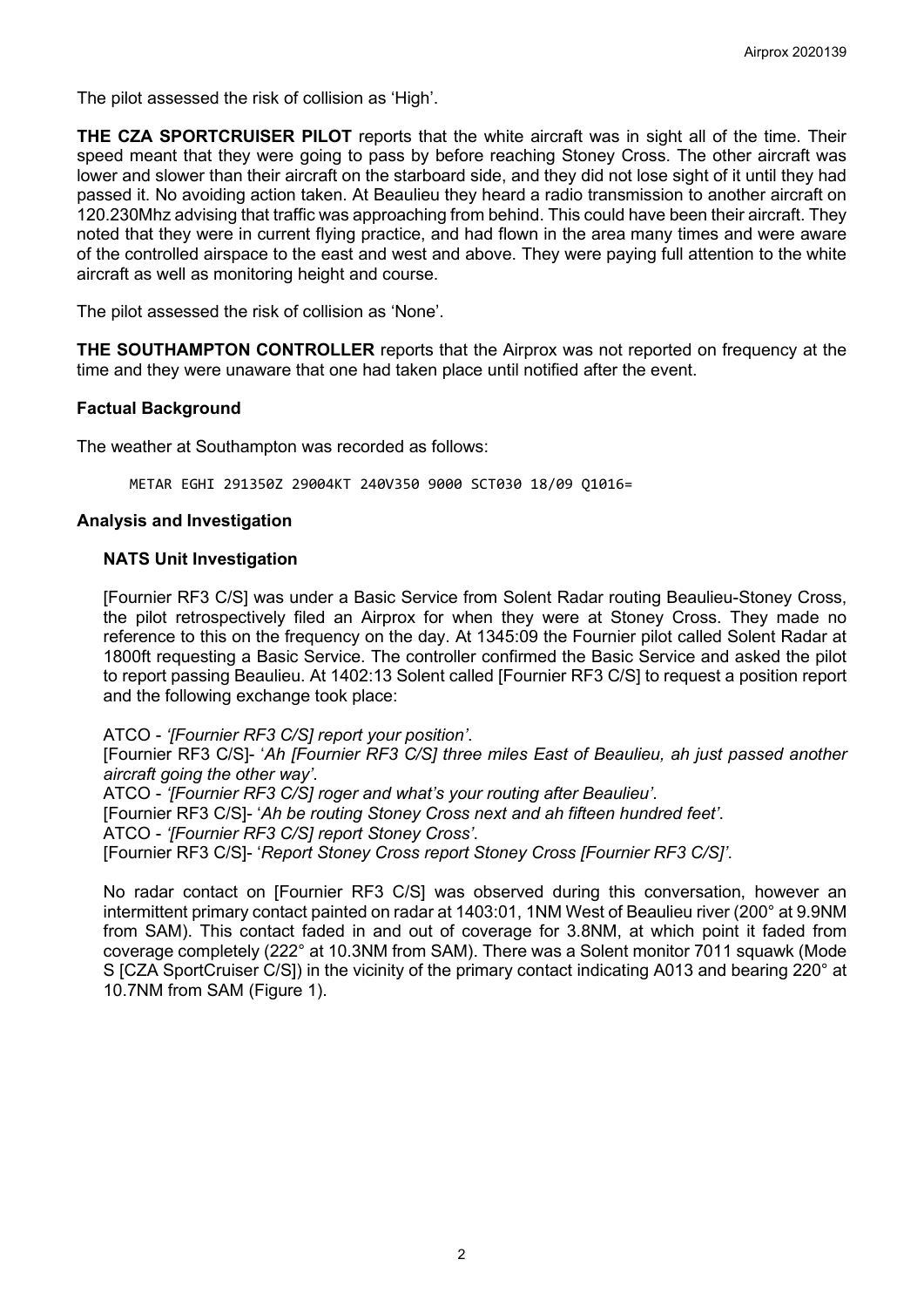The pilot assessed the risk of collision as 'High'.

**THE CZA SPORTCRUISER PILOT** reports that the white aircraft was in sight all of the time. Their speed meant that they were going to pass by before reaching Stoney Cross. The other aircraft was lower and slower than their aircraft on the starboard side, and they did not lose sight of it until they had passed it. No avoiding action taken. At Beaulieu they heard a radio transmission to another aircraft on 120.230Mhz advising that traffic was approaching from behind. This could have been their aircraft. They noted that they were in current flying practice, and had flown in the area many times and were aware of the controlled airspace to the east and west and above. They were paying full attention to the white aircraft as well as monitoring height and course.

The pilot assessed the risk of collision as 'None'.

**THE SOUTHAMPTON CONTROLLER** reports that the Airprox was not reported on frequency at the time and they were unaware that one had taken place until notified after the event.

## Factual Background

The weather at Southampton was recorded as follows:

```
METAR EGHI 291350Z 29004KT 240V350 9000 SCT030 18/09 Q1016=
```

## Analysis and Investigation

### NATS Unit Investigation

[Fournier RF3 C/S] was under a Basic Service from Solent Radar routing Beaulieu-Stoney Cross, the pilot retrospectively filed an Airprox for when they were at Stoney Cross. They made no reference to this on the frequency on the day. At 1345:09 the Fournier pilot called Solent Radar at 1800ft requesting a Basic Service. The controller confirmed the Basic Service and asked the pilot to report passing Beaulieu. At 1402:13 Solent called [Fournier RF3 C/S] to request a position report and the following exchange took place:

ATCO - *'[Fournier RF3 C/S] report your position'*.
[Fournier RF3 C/S]- '*Ah [Fournier RF3 C/S] three miles East of Beaulieu, ah just passed another aircraft going the other way'*.
ATCO - *'[Fournier RF3 C/S] roger and what's your routing after Beaulieu'*.
[Fournier RF3 C/S]- '*Ah be routing Stoney Cross next and ah fifteen hundred feet'*.
ATCO - *'[Fournier RF3 C/S] report Stoney Cross'*.
[Fournier RF3 C/S]- '*Report Stoney Cross report Stoney Cross [Fournier RF3 C/S]'*.

No radar contact on [Fournier RF3 C/S] was observed during this conversation, however an intermittent primary contact painted on radar at 1403:01, 1NM West of Beaulieu river (200° at 9.9NM from SAM). This contact faded in and out of coverage for 3.8NM, at which point it faded from coverage completely (222° at 10.3NM from SAM). There was a Solent monitor 7011 squawk (Mode S [CZA SportCruiser C/S]) in the vicinity of the primary contact indicating A013 and bearing 220° at 10.7NM from SAM (Figure 1).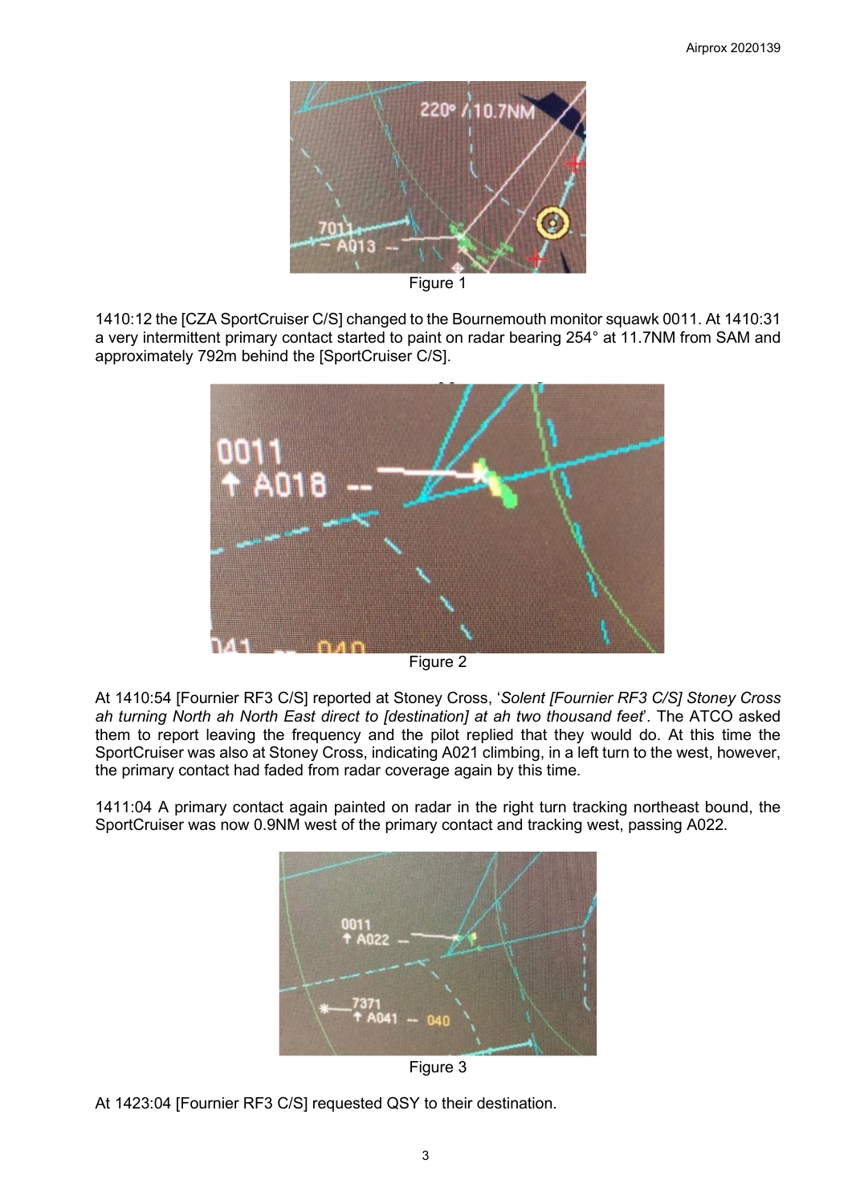Figure 1

1410:12 the [CZA SportCruiser C/S] changed to the Bournemouth monitor squawk 0011. At 1410:31 a very intermittent primary contact started to paint on radar bearing 254° at 11.7NM from SAM and approximately 792m behind the [SportCruiser C/S].

Figure 2

At 1410:54 [Fournier RF3 C/S] reported at Stoney Cross, '*Solent [Fournier RF3 C/S] Stoney Cross ah turning North ah North East direct to [destination] at ah two thousand feet*'. The ATCO asked them to report leaving the frequency and the pilot replied that they would do. At this time the SportCruiser was also at Stoney Cross, indicating A021 climbing, in a left turn to the west, however, the primary contact had faded from radar coverage again by this time.

1411:04 A primary contact again painted on radar in the right turn tracking northeast bound, the SportCruiser was now 0.9NM west of the primary contact and tracking west, passing A022.

Figure 3

At 1423:04 [Fournier RF3 C/S] requested QSY to their destination.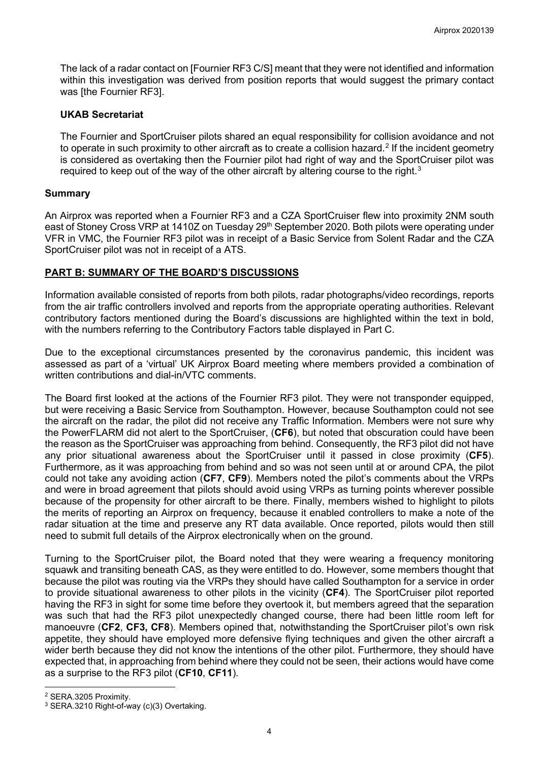The lack of a radar contact on [Fournier RF3 C/S] meant that they were not identified and information within this investigation was derived from position reports that would suggest the primary contact was [the Fournier RF3].

### UKAB Secretariat

The Fournier and SportCruiser pilots shared an equal responsibility for collision avoidance and not to operate in such proximity to other aircraft as to create a collision hazard.[2] If the incident geometry is considered as overtaking then the Fournier pilot had right of way and the SportCruiser pilot was required to keep out of the way of the other aircraft by altering course to the right.[3]

## Summary

An Airprox was reported when a Fournier RF3 and a CZA SportCruiser flew into proximity 2NM south east of Stoney Cross VRP at 1410Z on Tuesday 29th September 2020. Both pilots were operating under VFR in VMC, the Fournier RF3 pilot was in receipt of a Basic Service from Solent Radar and the CZA SportCruiser pilot was not in receipt of a ATS.

## PART B: SUMMARY OF THE BOARD'S DISCUSSIONS

Information available consisted of reports from both pilots, radar photographs/video recordings, reports from the air traffic controllers involved and reports from the appropriate operating authorities. Relevant contributory factors mentioned during the Board's discussions are highlighted within the text in bold, with the numbers referring to the Contributory Factors table displayed in Part C.

Due to the exceptional circumstances presented by the coronavirus pandemic, this incident was assessed as part of a 'virtual' UK Airprox Board meeting where members provided a combination of written contributions and dial-in/VTC comments.

The Board first looked at the actions of the Fournier RF3 pilot. They were not transponder equipped, but were receiving a Basic Service from Southampton. However, because Southampton could not see the aircraft on the radar, the pilot did not receive any Traffic Information. Members were not sure why the PowerFLARM did not alert to the SportCruiser, (**CF6**), but noted that obscuration could have been the reason as the SportCruiser was approaching from behind. Consequently, the RF3 pilot did not have any prior situational awareness about the SportCruiser until it passed in close proximity (**CF5**). Furthermore, as it was approaching from behind and so was not seen until at or around CPA, the pilot could not take any avoiding action (**CF7**, **CF9**). Members noted the pilot's comments about the VRPs and were in broad agreement that pilots should avoid using VRPs as turning points wherever possible because of the propensity for other aircraft to be there. Finally, members wished to highlight to pilots the merits of reporting an Airprox on frequency, because it enabled controllers to make a note of the radar situation at the time and preserve any RT data available. Once reported, pilots would then still need to submit full details of the Airprox electronically when on the ground.

Turning to the SportCruiser pilot, the Board noted that they were wearing a frequency monitoring squawk and transiting beneath CAS, as they were entitled to do. However, some members thought that because the pilot was routing via the VRPs they should have called Southampton for a service in order to provide situational awareness to other pilots in the vicinity (**CF4**). The SportCruiser pilot reported having the RF3 in sight for some time before they overtook it, but members agreed that the separation was such that had the RF3 pilot unexpectedly changed course, there had been little room left for manoeuvre (**CF2**, **CF3, CF8**). Members opined that, notwithstanding the SportCruiser pilot's own risk appetite, they should have employed more defensive flying techniques and given the other aircraft a wider berth because they did not know the intentions of the other pilot. Furthermore, they should have expected that, in approaching from behind where they could not be seen, their actions would have come as a surprise to the RF3 pilot (**CF10**, **CF11**).

---

[2] SERA.3205 Proximity.

[3] SERA.3210 Right-of-way (c)(3) Overtaking.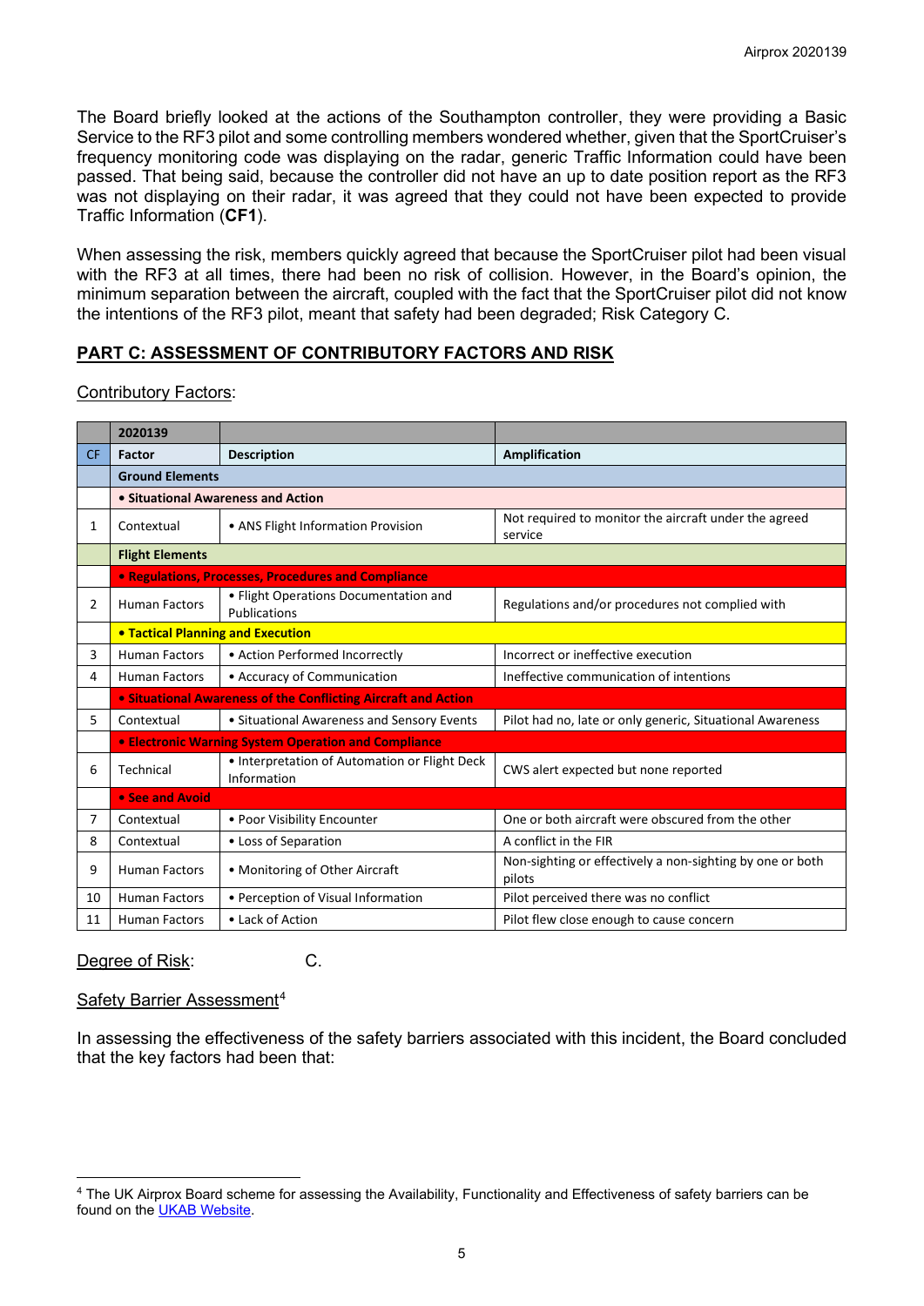The Board briefly looked at the actions of the Southampton controller, they were providing a Basic Service to the RF3 pilot and some controlling members wondered whether, given that the SportCruiser's frequency monitoring code was displaying on the radar, generic Traffic Information could have been passed. That being said, because the controller did not have an up to date position report as the RF3 was not displaying on their radar, it was agreed that they could not have been expected to provide Traffic Information (**CF1**).

When assessing the risk, members quickly agreed that because the SportCruiser pilot had been visual with the RF3 at all times, there had been no risk of collision. However, in the Board's opinion, the minimum separation between the aircraft, coupled with the fact that the SportCruiser pilot did not know the intentions of the RF3 pilot, meant that safety had been degraded; Risk Category C.

## PART C: ASSESSMENT OF CONTRIBUTORY FACTORS AND RISK

Contributory Factors:

| | 2020139 | | |
|---|---|---|---|
| **CF** | **Factor** | **Description** | **Amplification** |
| | **Ground Elements** | | |
| | **• Situational Awareness and Action** | | |
| 1 | Contextual | • ANS Flight Information Provision | Not required to monitor the aircraft under the agreed service |
| | **Flight Elements** | | |
| | **• Regulations, Processes, Procedures and Compliance** | | |
| 2 | Human Factors | • Flight Operations Documentation and Publications | Regulations and/or procedures not complied with |
| | **• Tactical Planning and Execution** | | |
| 3 | Human Factors | • Action Performed Incorrectly | Incorrect or ineffective execution |
| 4 | Human Factors | • Accuracy of Communication | Ineffective communication of intentions |
| | **• Situational Awareness of the Conflicting Aircraft and Action** | | |
| 5 | Contextual | • Situational Awareness and Sensory Events | Pilot had no, late or only generic, Situational Awareness |
| | **• Electronic Warning System Operation and Compliance** | | |
| 6 | Technical | • Interpretation of Automation or Flight Deck Information | CWS alert expected but none reported |
| | **• See and Avoid** | | |
| 7 | Contextual | • Poor Visibility Encounter | One or both aircraft were obscured from the other |
| 8 | Contextual | • Loss of Separation | A conflict in the FIR |
| 9 | Human Factors | • Monitoring of Other Aircraft | Non-sighting or effectively a non-sighting by one or both pilots |
| 10 | Human Factors | • Perception of Visual Information | Pilot perceived there was no conflict |
| 11 | Human Factors | • Lack of Action | Pilot flew close enough to cause concern |

Degree of Risk: C.

Safety Barrier Assessment[4]

In assessing the effectiveness of the safety barriers associated with this incident, the Board concluded that the key factors had been that:

[4] The UK Airprox Board scheme for assessing the Availability, Functionality and Effectiveness of safety barriers can be found on the UKAB Website.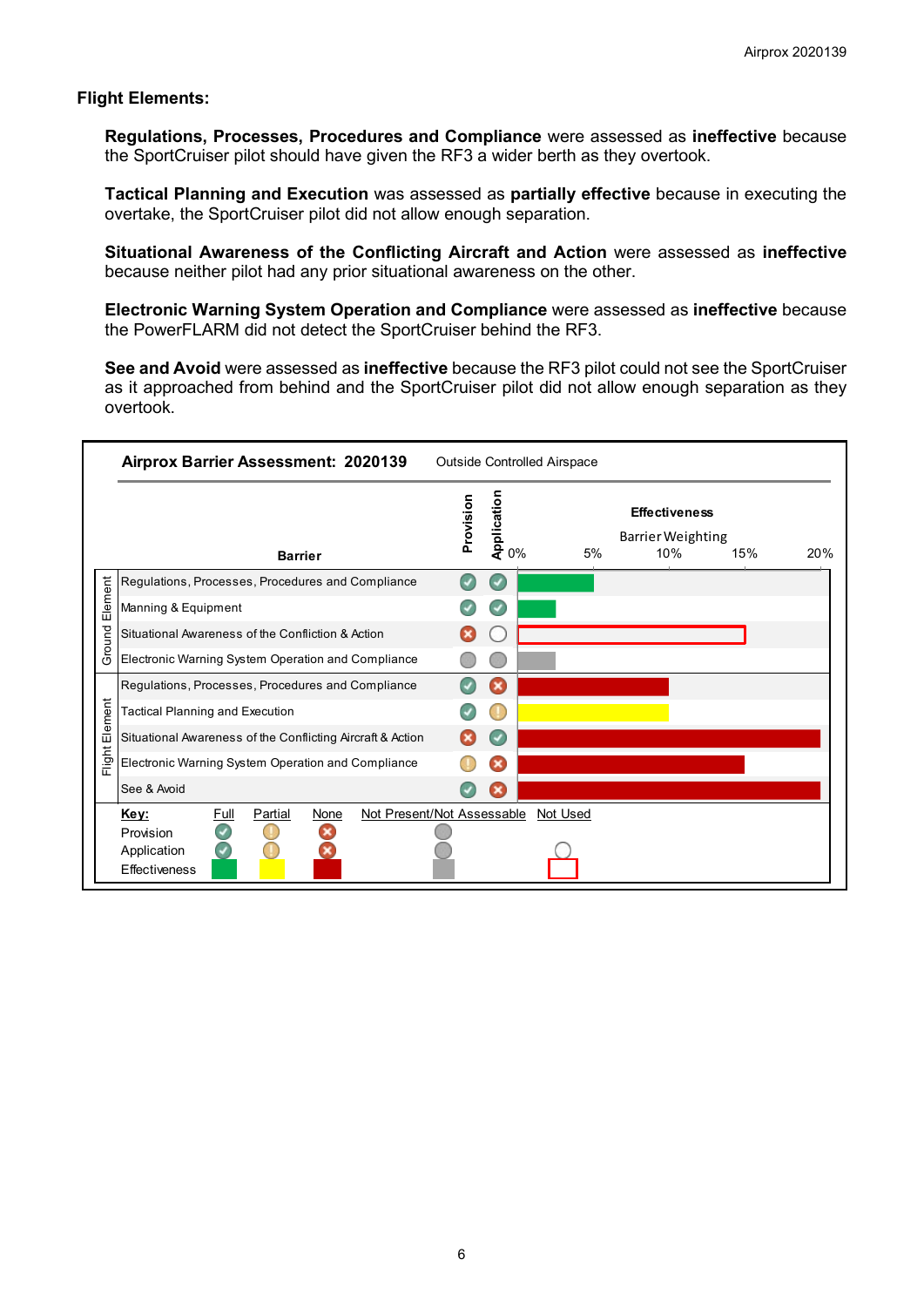**Flight Elements:**

**Regulations, Processes, Procedures and Compliance** were assessed as **ineffective** because the SportCruiser pilot should have given the RF3 a wider berth as they overtook.

**Tactical Planning and Execution** was assessed as **partially effective** because in executing the overtake, the SportCruiser pilot did not allow enough separation.

**Situational Awareness of the Conflicting Aircraft and Action** were assessed as **ineffective** because neither pilot had any prior situational awareness on the other.

**Electronic Warning System Operation and Compliance** were assessed as **ineffective** because the PowerFLARM did not detect the SportCruiser behind the RF3.

**See and Avoid** were assessed as **ineffective** because the RF3 pilot could not see the SportCruiser as it approached from behind and the SportCruiser pilot did not allow enough separation as they overtook.

**Airprox Barrier Assessment: 2020139** Outside Controlled Airspace

Barrier

Provision

Application

Effectiveness

Barrier Weighting

0% 5% 10% 15% 20%

Ground Element

Regulations, Processes, Procedures and Compliance

Manning & Equipment

Situational Awareness of the Confliction & Action

Electronic Warning System Operation and Compliance

Flight Element

Regulations, Processes, Procedures and Compliance

Tactical Planning and Execution

Situational Awareness of the Conflicting Aircraft & Action

Electronic Warning System Operation and Compliance

See & Avoid

Key: Full Partial None Not Present/Not Assessable Not Used

Provision

Application

Effectiveness